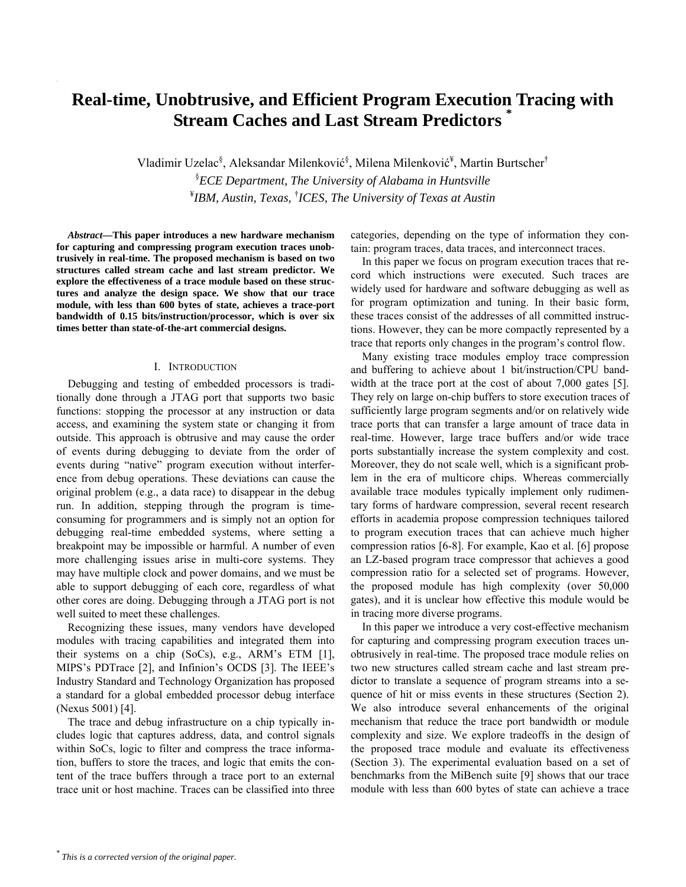# Real-time, Unobtrusive, and Efficient Program Execution Tracing with Stream Caches and Last Stream Predictors [*]

Vladimir Uzelac[§], Aleksandar Milenković[§], Milena Milenković[¥], Martin Burtscher[†]

[§]*ECE Department, The University of Alabama in Huntsville*

[¥]*IBM, Austin, Texas,* [†]*ICES, The University of Texas at Austin*

***Abstract*—This paper introduces a new hardware mechanism for capturing and compressing program execution traces unobtrusively in real-time. The proposed mechanism is based on two structures called stream cache and last stream predictor. We explore the effectiveness of a trace module based on these structures and analyze the design space. We show that our trace module, with less than 600 bytes of state, achieves a trace-port bandwidth of 0.15 bits/instruction/processor, which is over six times better than state-of-the-art commercial designs.**

## I. Introduction

Debugging and testing of embedded processors is traditionally done through a JTAG port that supports two basic functions: stopping the processor at any instruction or data access, and examining the system state or changing it from outside. This approach is obtrusive and may cause the order of events during debugging to deviate from the order of events during "native" program execution without interference from debug operations. These deviations can cause the original problem (e.g., a data race) to disappear in the debug run. In addition, stepping through the program is time-consuming for programmers and is simply not an option for debugging real-time embedded systems, where setting a breakpoint may be impossible or harmful. A number of even more challenging issues arise in multi-core systems. They may have multiple clock and power domains, and we must be able to support debugging of each core, regardless of what other cores are doing. Debugging through a JTAG port is not well suited to meet these challenges.

Recognizing these issues, many vendors have developed modules with tracing capabilities and integrated them into their systems on a chip (SoCs), e.g., ARM's ETM [1], MIPS's PDTrace [2], and Infinion's OCDS [3]. The IEEE's Industry Standard and Technology Organization has proposed a standard for a global embedded processor debug interface (Nexus 5001) [4].

The trace and debug infrastructure on a chip typically includes logic that captures address, data, and control signals within SoCs, logic to filter and compress the trace information, buffers to store the traces, and logic that emits the content of the trace buffers through a trace port to an external trace unit or host machine. Traces can be classified into three categories, depending on the type of information they contain: program traces, data traces, and interconnect traces.

In this paper we focus on program execution traces that record which instructions were executed. Such traces are widely used for hardware and software debugging as well as for program optimization and tuning. In their basic form, these traces consist of the addresses of all committed instructions. However, they can be more compactly represented by a trace that reports only changes in the program's control flow.

Many existing trace modules employ trace compression and buffering to achieve about 1 bit/instruction/CPU bandwidth at the trace port at the cost of about 7,000 gates [5]. They rely on large on-chip buffers to store execution traces of sufficiently large program segments and/or on relatively wide trace ports that can transfer a large amount of trace data in real-time. However, large trace buffers and/or wide trace ports substantially increase the system complexity and cost. Moreover, they do not scale well, which is a significant problem in the era of multicore chips. Whereas commercially available trace modules typically implement only rudimentary forms of hardware compression, several recent research efforts in academia propose compression techniques tailored to program execution traces that can achieve much higher compression ratios [6-8]. For example, Kao et al. [6] propose an LZ-based program trace compressor that achieves a good compression ratio for a selected set of programs. However, the proposed module has high complexity (over 50,000 gates), and it is unclear how effective this module would be in tracing more diverse programs.

In this paper we introduce a very cost-effective mechanism for capturing and compressing program execution traces unobtrusively in real-time. The proposed trace module relies on two new structures called stream cache and last stream predictor to translate a sequence of program streams into a sequence of hit or miss events in these structures (Section 2). We also introduce several enhancements of the original mechanism that reduce the trace port bandwidth or module complexity and size. We explore tradeoffs in the design of the proposed trace module and evaluate its effectiveness (Section 3). The experimental evaluation based on a set of benchmarks from the MiBench suite [9] shows that our trace module with less than 600 bytes of state can achieve a trace

[*] *This is a corrected version of the original paper.*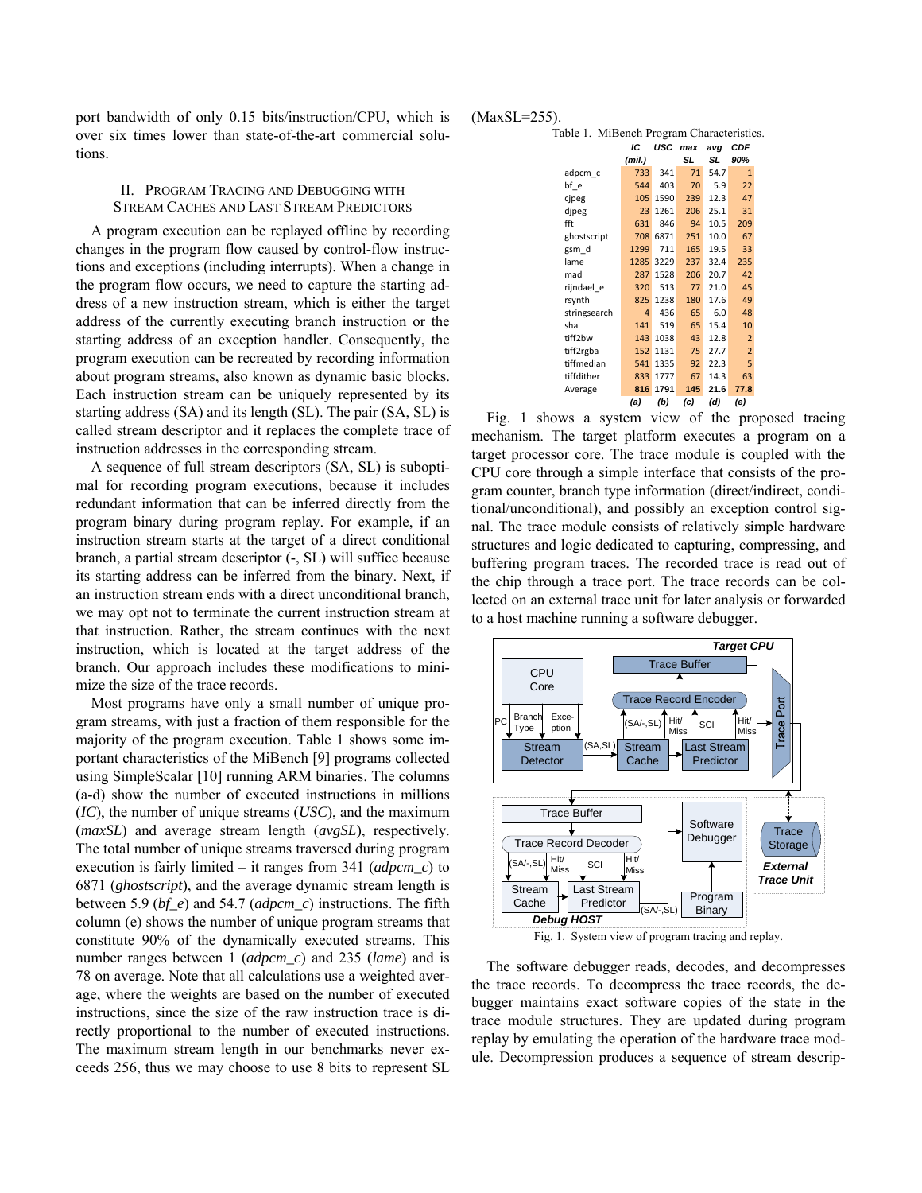port bandwidth of only 0.15 bits/instruction/CPU, which is over six times lower than state-of-the-art commercial solutions.

## II. Program Tracing and Debugging with Stream Caches and Last Stream Predictors

A program execution can be replayed offline by recording changes in the program flow caused by control-flow instructions and exceptions (including interrupts). When a change in the program flow occurs, we need to capture the starting address of a new instruction stream, which is either the target address of the currently executing branch instruction or the starting address of an exception handler. Consequently, the program execution can be recreated by recording information about program streams, also known as dynamic basic blocks. Each instruction stream can be uniquely represented by its starting address (SA) and its length (SL). The pair (SA, SL) is called stream descriptor and it replaces the complete trace of instruction addresses in the corresponding stream.

A sequence of full stream descriptors (SA, SL) is suboptimal for recording program executions, because it includes redundant information that can be inferred directly from the program binary during program replay. For example, if an instruction stream starts at the target of a direct conditional branch, a partial stream descriptor (-, SL) will suffice because its starting address can be inferred from the binary. Next, if an instruction stream ends with a direct unconditional branch, we may opt not to terminate the current instruction stream at that instruction. Rather, the stream continues with the next instruction, which is located at the target address of the branch. Our approach includes these modifications to minimize the size of the trace records.

Most programs have only a small number of unique program streams, with just a fraction of them responsible for the majority of the program execution. Table 1 shows some important characteristics of the MiBench [9] programs collected using SimpleScalar [10] running ARM binaries. The columns (a-d) show the number of executed instructions in millions (*IC*), the number of unique streams (*USC*), and the maximum (*maxSL*) and average stream length (*avgSL*), respectively. The total number of unique streams traversed during program execution is fairly limited – it ranges from 341 (*adpcm_c*) to 6871 (*ghostscript*), and the average dynamic stream length is between 5.9 (*bf_e*) and 54.7 (*adpcm_c*) instructions. The fifth column (e) shows the number of unique program streams that constitute 90% of the dynamically executed streams. This number ranges between 1 (*adpcm_c*) and 235 (*lame*) and is 78 on average. Note that all calculations use a weighted average, where the weights are based on the number of executed instructions, since the size of the raw instruction trace is directly proportional to the number of executed instructions. The maximum stream length in our benchmarks never exceeds 256, thus we may choose to use 8 bits to represent SL (MaxSL=255).

Table 1. MiBench Program Characteristics.

| | IC (mil.) | USC | max SL | avg SL | CDF 90% |
|---|---|---|---|---|---|
| adpcm_c | 733 | 341 | 71 | 54.7 | 1 |
| bf_e | 544 | 403 | 70 | 5.9 | 22 |
| cjpeg | 105 | 1590 | 239 | 12.3 | 47 |
| djpeg | 23 | 1261 | 206 | 25.1 | 31 |
| fft | 631 | 846 | 94 | 10.5 | 209 |
| ghostscript | 708 | 6871 | 251 | 10.0 | 67 |
| gsm_d | 1299 | 711 | 165 | 19.5 | 33 |
| lame | 1285 | 3229 | 237 | 32.4 | 235 |
| mad | 287 | 1528 | 206 | 20.7 | 42 |
| rijndael_e | 320 | 513 | 77 | 21.0 | 45 |
| rsynth | 825 | 1238 | 180 | 17.6 | 49 |
| stringsearch | 4 | 436 | 65 | 6.0 | 48 |
| sha | 141 | 519 | 65 | 15.4 | 10 |
| tiff2bw | 143 | 1038 | 43 | 12.8 | 2 |
| tiff2rgba | 152 | 1131 | 75 | 27.7 | 2 |
| tiffmedian | 541 | 1335 | 92 | 22.3 | 5 |
| tiffdither | 833 | 1777 | 67 | 14.3 | 63 |
| Average | **816** | **1791** | **145** | **21.6** | **77.8** |
| | *(a)* | *(b)* | *(c)* | *(d)* | *(e)* |

Fig. 1 shows a system view of the proposed tracing mechanism. The target platform executes a program on a target processor core. The trace module is coupled with the CPU core through a simple interface that consists of the program counter, branch type information (direct/indirect, conditional/unconditional), and possibly an exception control signal. The trace module consists of relatively simple hardware structures and logic dedicated to capturing, compressing, and buffering program traces. The recorded trace is read out of the chip through a trace port. The trace records can be collected on an external trace unit for later analysis or forwarded to a host machine running a software debugger.

Target CPU
CPU Core
Trace Buffer
Trace Record Encoder
PC
Branch Type
Exception
(SA/-,SL)
Hit/Miss
SCI
Hit/Miss
Stream Detector
(SA,SL)
Stream Cache
Last Stream Predictor
Trace Port
Trace Buffer
Trace Record Decoder
(SA/-,SL)
Hit/Miss
SCI
Hit/Miss
Stream Cache
Last Stream Predictor
Software Debugger
Program Binary
(SA/-,SL)
Debug HOST
Trace Storage
External Trace Unit

Fig. 1. System view of program tracing and replay.

The software debugger reads, decodes, and decompresses the trace records. To decompress the trace records, the debugger maintains exact software copies of the state in the trace module structures. They are updated during program replay by emulating the operation of the hardware trace module. Decompression produces a sequence of stream descrip-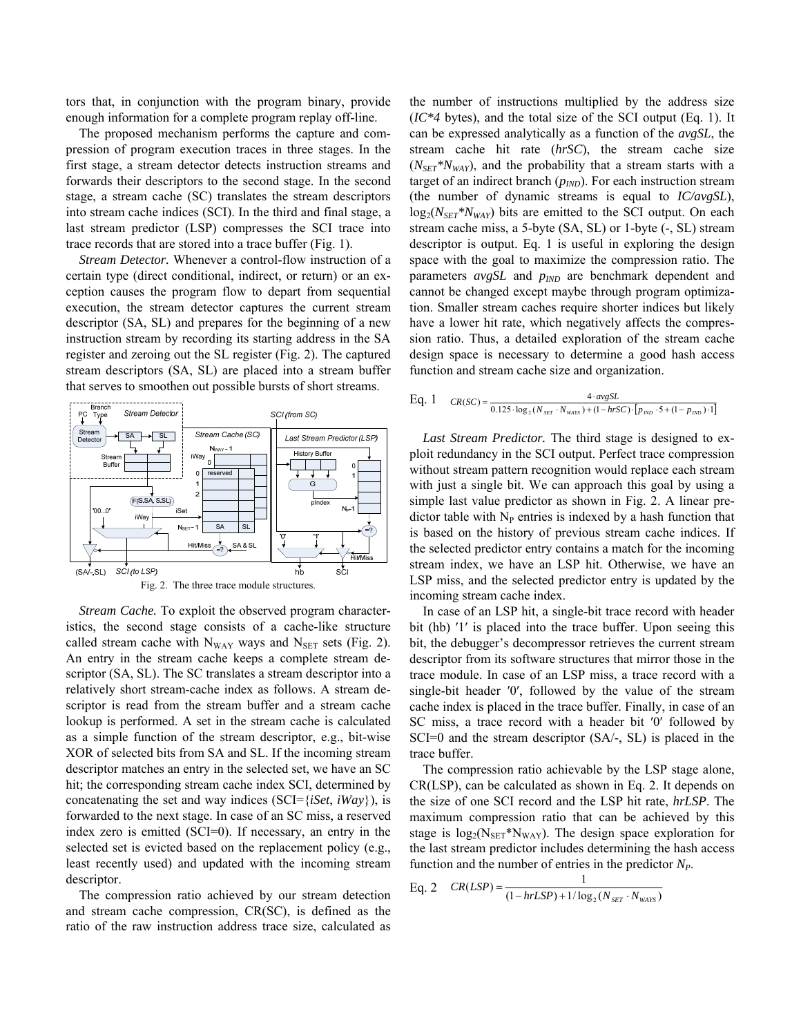tors that, in conjunction with the program binary, provide enough information for a complete program replay off-line.

The proposed mechanism performs the capture and compression of program execution traces in three stages. In the first stage, a stream detector detects instruction streams and forwards their descriptors to the second stage. In the second stage, a stream cache (SC) translates the stream descriptors into stream cache indices (SCI). In the third and final stage, a last stream predictor (LSP) compresses the SCI trace into trace records that are stored into a trace buffer (Fig. 1).

*Stream Detector.* Whenever a control-flow instruction of a certain type (direct conditional, indirect, or return) or an exception causes the program flow to depart from sequential execution, the stream detector captures the current stream descriptor (SA, SL) and prepares for the beginning of a new instruction stream by recording its starting address in the SA register and zeroing out the SL register (Fig. 2). The captured stream descriptors (SA, SL) are placed into a stream buffer that serves to smoothen out possible bursts of short streams.

Fig. 2. The three trace module structures.

*Stream Cache.* To exploit the observed program characteristics, the second stage consists of a cache-like structure called stream cache with $N_{WAY}$ ways and $N_{SET}$ sets (Fig. 2). An entry in the stream cache keeps a complete stream descriptor (SA, SL). The SC translates a stream descriptor into a relatively short stream-cache index as follows. A stream descriptor is read from the stream buffer and a stream cache lookup is performed. A set in the stream cache is calculated as a simple function of the stream descriptor, e.g., bit-wise XOR of selected bits from SA and SL. If the incoming stream descriptor matches an entry in the selected set, we have an SC hit; the corresponding stream cache index SCI, determined by concatenating the set and way indices (SCI={*iSet*, *iWay*}), is forwarded to the next stage. In case of an SC miss, a reserved index zero is emitted (SCI=0). If necessary, an entry in the selected set is evicted based on the replacement policy (e.g., least recently used) and updated with the incoming stream descriptor.

The compression ratio achieved by our stream detection and stream cache compression, CR(SC), is defined as the ratio of the raw instruction address trace size, calculated as the number of instructions multiplied by the address size (*IC*\*4* bytes), and the total size of the SCI output (Eq. 1). It can be expressed analytically as a function of the *avgSL*, the stream cache hit rate (*hrSC*), the stream cache size ($N_{SET}*N_{WAY}$), and the probability that a stream starts with a target of an indirect branch ($p_{IND}$). For each instruction stream (the number of dynamic streams is equal to *IC/avgSL*), $\log_2(N_{SET}*N_{WAY})$ bits are emitted to the SCI output. On each stream cache miss, a 5-byte (SA, SL) or 1-byte (-, SL) stream descriptor is output. Eq. 1 is useful in exploring the design space with the goal to maximize the compression ratio. The parameters *avgSL* and $p_{IND}$ are benchmark dependent and cannot be changed except maybe through program optimization. Smaller stream caches require shorter indices but likely have a lower hit rate, which negatively affects the compression ratio. Thus, a detailed exploration of the stream cache design space is necessary to determine a good hash access function and stream cache size and organization.

Eq. 1 $$CR(SC) = \frac{4 \cdot avgSL}{0.125 \cdot \log_2(N_{SET} \cdot N_{WAYS}) + (1 - hrSC) \cdot [p_{IND} \cdot 5 + (1 - p_{IND}) \cdot 1]}$$

*Last Stream Predictor.* The third stage is designed to exploit redundancy in the SCI output. Perfect trace compression without stream pattern recognition would replace each stream with just a single bit. We can approach this goal by using a simple last value predictor as shown in Fig. 2. A linear predictor table with $N_P$ entries is indexed by a hash function that is based on the history of previous stream cache indices. If the selected predictor entry contains a match for the incoming stream index, we have an LSP hit. Otherwise, we have an LSP miss, and the selected predictor entry is updated by the incoming stream cache index.

In case of an LSP hit, a single-bit trace record with header bit (hb) ′1′ is placed into the trace buffer. Upon seeing this bit, the debugger's decompressor retrieves the current stream descriptor from its software structures that mirror those in the trace module. In case of an LSP miss, a trace record with a single-bit header ′0′, followed by the value of the stream cache index is placed in the trace buffer. Finally, in case of an SC miss, a trace record with a header bit ′0′ followed by SCI=0 and the stream descriptor (SA/-, SL) is placed in the trace buffer.

The compression ratio achievable by the LSP stage alone, CR(LSP), can be calculated as shown in Eq. 2. It depends on the size of one SCI record and the LSP hit rate, *hrLSP*. The maximum compression ratio that can be achieved by this stage is $\log_2(N_{SET}*N_{WAY})$. The design space exploration for the last stream predictor includes determining the hash access function and the number of entries in the predictor $N_P$.

Eq. 2 $$CR(LSP) = \frac{1}{(1 - hrLSP) + 1/\log_2(N_{SET} \cdot N_{WAYS})}$$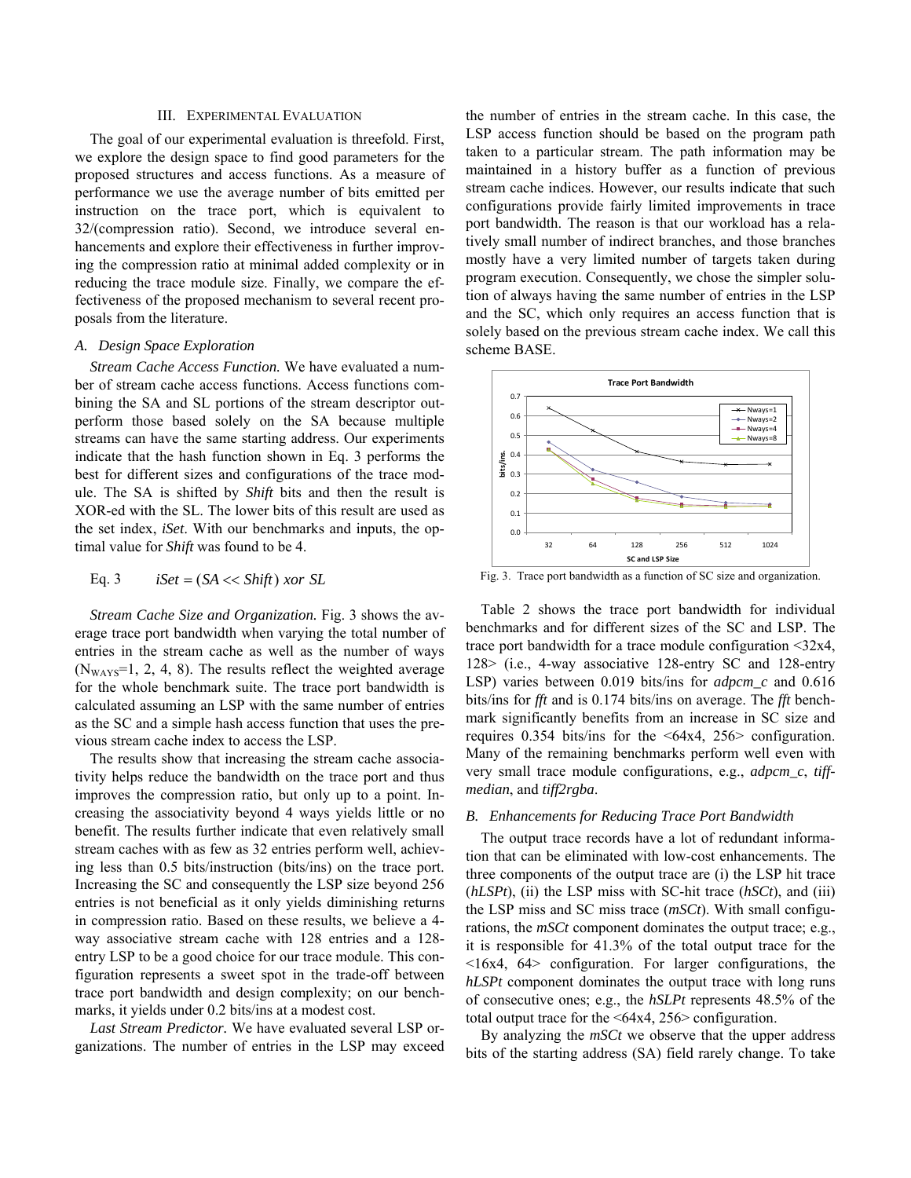## III. Experimental Evaluation

The goal of our experimental evaluation is threefold. First, we explore the design space to find good parameters for the proposed structures and access functions. As a measure of performance we use the average number of bits emitted per instruction on the trace port, which is equivalent to 32/(compression ratio). Second, we introduce several enhancements and explore their effectiveness in further improving the compression ratio at minimal added complexity or in reducing the trace module size. Finally, we compare the effectiveness of the proposed mechanism to several recent proposals from the literature.

### A. Design Space Exploration

*Stream Cache Access Function.* We have evaluated a number of stream cache access functions. Access functions combining the SA and SL portions of the stream descriptor outperform those based solely on the SA because multiple streams can have the same starting address. Our experiments indicate that the hash function shown in Eq. 3 performs the best for different sizes and configurations of the trace module. The SA is shifted by *Shift* bits and then the result is XOR-ed with the SL. The lower bits of this result are used as the set index, *iSet*. With our benchmarks and inputs, the optimal value for *Shift* was found to be 4.

Eq. 3 $$iSet = (SA << Shift)\ xor\ SL$$

*Stream Cache Size and Organization.* Fig. 3 shows the average trace port bandwidth when varying the total number of entries in the stream cache as well as the number of ways ($N_{WAYS}$=1, 2, 4, 8). The results reflect the weighted average for the whole benchmark suite. The trace port bandwidth is calculated assuming an LSP with the same number of entries as the SC and a simple hash access function that uses the previous stream cache index to access the LSP.

The results show that increasing the stream cache associativity helps reduce the bandwidth on the trace port and thus improves the compression ratio, but only up to a point. Increasing the associativity beyond 4 ways yields little or no benefit. The results further indicate that even relatively small stream caches with as few as 32 entries perform well, achieving less than 0.5 bits/instruction (bits/ins) on the trace port. Increasing the SC and consequently the LSP size beyond 256 entries is not beneficial as it only yields diminishing returns in compression ratio. Based on these results, we believe a 4-way associative stream cache with 128 entries and a 128-entry LSP to be a good choice for our trace module. This configuration represents a sweet spot in the trade-off between trace port bandwidth and design complexity; on our benchmarks, it yields under 0.2 bits/ins at a modest cost.

*Last Stream Predictor.* We have evaluated several LSP organizations. The number of entries in the LSP may exceed the number of entries in the stream cache. In this case, the LSP access function should be based on the program path taken to a particular stream. The path information may be maintained in a history buffer as a function of previous stream cache indices. However, our results indicate that such configurations provide fairly limited improvements in trace port bandwidth. The reason is that our workload has a relatively small number of indirect branches, and those branches mostly have a very limited number of targets taken during program execution. Consequently, we chose the simpler solution of always having the same number of entries in the LSP and the SC, which only requires an access function that is solely based on the previous stream cache index. We call this scheme BASE.

Fig. 3. Trace port bandwidth as a function of SC size and organization.

Table 2 shows the trace port bandwidth for individual benchmarks and for different sizes of the SC and LSP. The trace port bandwidth for a trace module configuration <32x4, 128> (i.e., 4-way associative 128-entry SC and 128-entry LSP) varies between 0.019 bits/ins for *adpcm_c* and 0.616 bits/ins for *fft* and is 0.174 bits/ins on average. The *fft* benchmark significantly benefits from an increase in SC size and requires 0.354 bits/ins for the <64x4, 256> configuration. Many of the remaining benchmarks perform well even with very small trace module configurations, e.g., *adpcm_c*, *tiff-median*, and *tiff2rgba*.

### B. Enhancements for Reducing Trace Port Bandwidth

The output trace records have a lot of redundant information that can be eliminated with low-cost enhancements. The three components of the output trace are (i) the LSP hit trace (*hLSPt*), (ii) the LSP miss with SC-hit trace (*hSCt*), and (iii) the LSP miss and SC miss trace (*mSCt*). With small configurations, the *mSCt* component dominates the output trace; e.g., it is responsible for 41.3% of the total output trace for the <16x4, 64> configuration. For larger configurations, the *hLSPt* component dominates the output trace with long runs of consecutive ones; e.g., the *hSLPt* represents 48.5% of the total output trace for the <64x4, 256> configuration.

By analyzing the *mSCt* we observe that the upper address bits of the starting address (SA) field rarely change. To take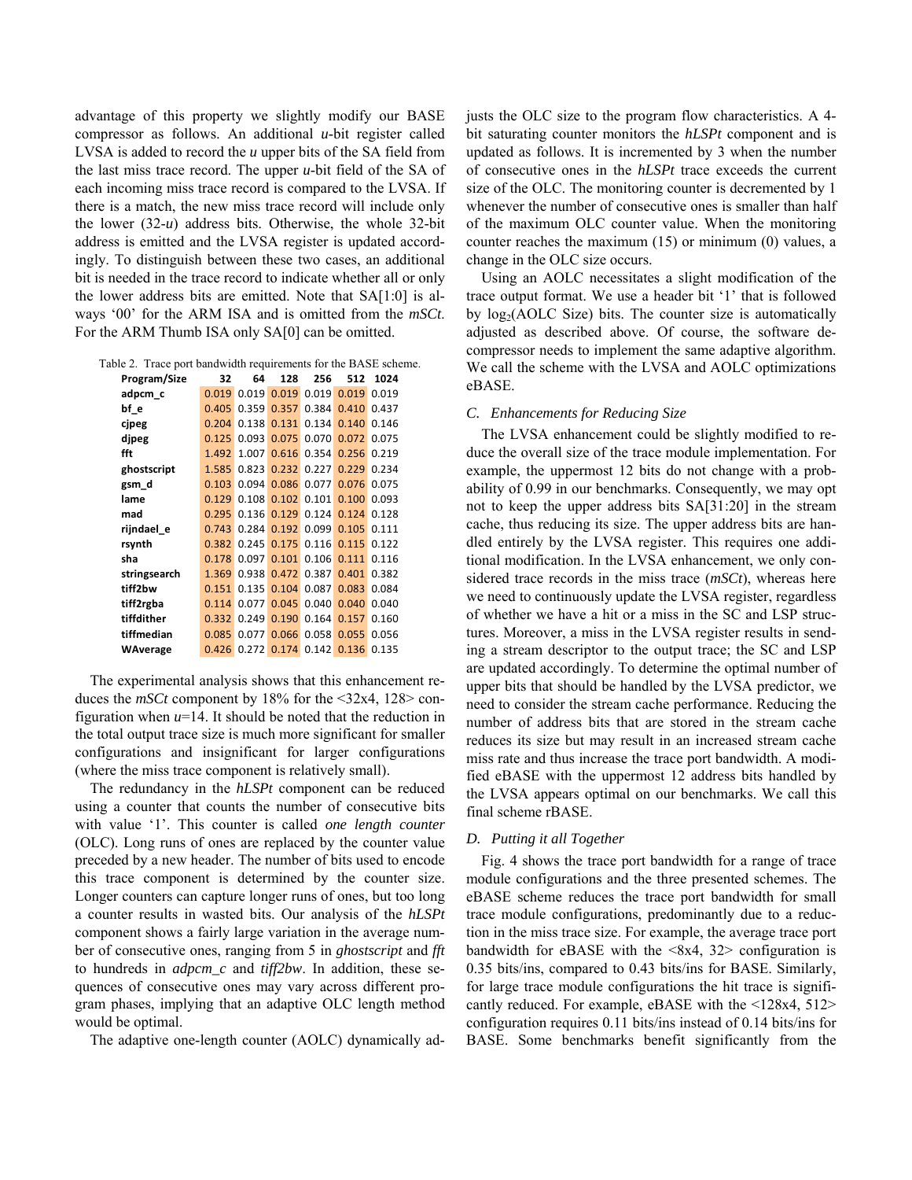advantage of this property we slightly modify our BASE compressor as follows. An additional $u$-bit register called LVSA is added to record the $u$ upper bits of the SA field from the last miss trace record. The upper $u$-bit field of the SA of each incoming miss trace record is compared to the LVSA. If there is a match, the new miss trace record will include only the lower (32-$u$) address bits. Otherwise, the whole 32-bit address is emitted and the LVSA register is updated accordingly. To distinguish between these two cases, an additional bit is needed in the trace record to indicate whether all or only the lower address bits are emitted. Note that SA[1:0] is always '00' for the ARM ISA and is omitted from the *mSCt*. For the ARM Thumb ISA only SA[0] can be omitted.

Table 2. Trace port bandwidth requirements for the BASE scheme.

| Program/Size | 32 | 64 | 128 | 256 | 512 | 1024 |
|---|---|---|---|---|---|---|
| adpcm_c | 0.019 | 0.019 | 0.019 | 0.019 | 0.019 | 0.019 |
| bf_e | 0.405 | 0.359 | 0.357 | 0.384 | 0.410 | 0.437 |
| cjpeg | 0.204 | 0.138 | 0.131 | 0.134 | 0.140 | 0.146 |
| djpeg | 0.125 | 0.093 | 0.075 | 0.070 | 0.072 | 0.075 |
| fft | 1.492 | 1.007 | 0.616 | 0.354 | 0.256 | 0.219 |
| ghostscript | 1.585 | 0.823 | 0.232 | 0.227 | 0.229 | 0.234 |
| gsm_d | 0.103 | 0.094 | 0.086 | 0.077 | 0.076 | 0.075 |
| lame | 0.129 | 0.108 | 0.102 | 0.101 | 0.100 | 0.093 |
| mad | 0.295 | 0.136 | 0.129 | 0.124 | 0.124 | 0.128 |
| rijndael_e | 0.743 | 0.284 | 0.192 | 0.099 | 0.105 | 0.111 |
| rsynth | 0.382 | 0.245 | 0.175 | 0.116 | 0.115 | 0.122 |
| sha | 0.178 | 0.097 | 0.101 | 0.106 | 0.111 | 0.116 |
| stringsearch | 1.369 | 0.938 | 0.472 | 0.387 | 0.401 | 0.382 |
| tiff2bw | 0.151 | 0.135 | 0.104 | 0.087 | 0.083 | 0.084 |
| tiff2rgba | 0.114 | 0.077 | 0.045 | 0.040 | 0.040 | 0.040 |
| tiffdither | 0.332 | 0.249 | 0.190 | 0.164 | 0.157 | 0.160 |
| tiffmedian | 0.085 | 0.077 | 0.066 | 0.058 | 0.055 | 0.056 |
| WAverage | 0.426 | 0.272 | 0.174 | 0.142 | 0.136 | 0.135 |

The experimental analysis shows that this enhancement reduces the *mSCt* component by 18% for the <32x4, 128> configuration when $u$=14. It should be noted that the reduction in the total output trace size is much more significant for smaller configurations and insignificant for larger configurations (where the miss trace component is relatively small).

The redundancy in the *hLSPt* component can be reduced using a counter that counts the number of consecutive bits with value '1'. This counter is called *one length counter* (OLC). Long runs of ones are replaced by the counter value preceded by a new header. The number of bits used to encode this trace component is determined by the counter size. Longer counters can capture longer runs of ones, but too long a counter results in wasted bits. Our analysis of the *hLSPt* component shows a fairly large variation in the average number of consecutive ones, ranging from 5 in *ghostscript* and *fft* to hundreds in *adpcm_c* and *tiff2bw*. In addition, these sequences of consecutive ones may vary across different program phases, implying that an adaptive OLC length method would be optimal.

The adaptive one-length counter (AOLC) dynamically adjusts the OLC size to the program flow characteristics. A 4-bit saturating counter monitors the *hLSPt* component and is updated as follows. It is incremented by 3 when the number of consecutive ones in the *hLSPt* trace exceeds the current size of the OLC. The monitoring counter is decremented by 1 whenever the number of consecutive ones is smaller than half of the maximum OLC counter value. When the monitoring counter reaches the maximum (15) or minimum (0) values, a change in the OLC size occurs.

Using an AOLC necessitates a slight modification of the trace output format. We use a header bit '1' that is followed by $\log_2$(AOLC Size) bits. The counter size is automatically adjusted as described above. Of course, the software decompressor needs to implement the same adaptive algorithm. We call the scheme with the LVSA and AOLC optimizations eBASE.

### C. Enhancements for Reducing Size

The LVSA enhancement could be slightly modified to reduce the overall size of the trace module implementation. For example, the uppermost 12 bits do not change with a probability of 0.99 in our benchmarks. Consequently, we may opt not to keep the upper address bits SA[31:20] in the stream cache, thus reducing its size. The upper address bits are handled entirely by the LVSA register. This requires one additional modification. In the LVSA enhancement, we only considered trace records in the miss trace (*mSCt*), whereas here we need to continuously update the LVSA register, regardless of whether we have a hit or a miss in the SC and LSP structures. Moreover, a miss in the LVSA register results in sending a stream descriptor to the output trace; the SC and LSP are updated accordingly. To determine the optimal number of upper bits that should be handled by the LVSA predictor, we need to consider the stream cache performance. Reducing the number of address bits that are stored in the stream cache reduces its size but may result in an increased stream cache miss rate and thus increase the trace port bandwidth. A modified eBASE with the uppermost 12 address bits handled by the LVSA appears optimal on our benchmarks. We call this final scheme rBASE.

### D. Putting it all Together

Fig. 4 shows the trace port bandwidth for a range of trace module configurations and the three presented schemes. The eBASE scheme reduces the trace port bandwidth for small trace module configurations, predominantly due to a reduction in the miss trace size. For example, the average trace port bandwidth for eBASE with the <8x4, 32> configuration is 0.35 bits/ins, compared to 0.43 bits/ins for BASE. Similarly, for large trace module configurations the hit trace is significantly reduced. For example, eBASE with the <128x4, 512> configuration requires 0.11 bits/ins instead of 0.14 bits/ins for BASE. Some benchmarks benefit significantly from the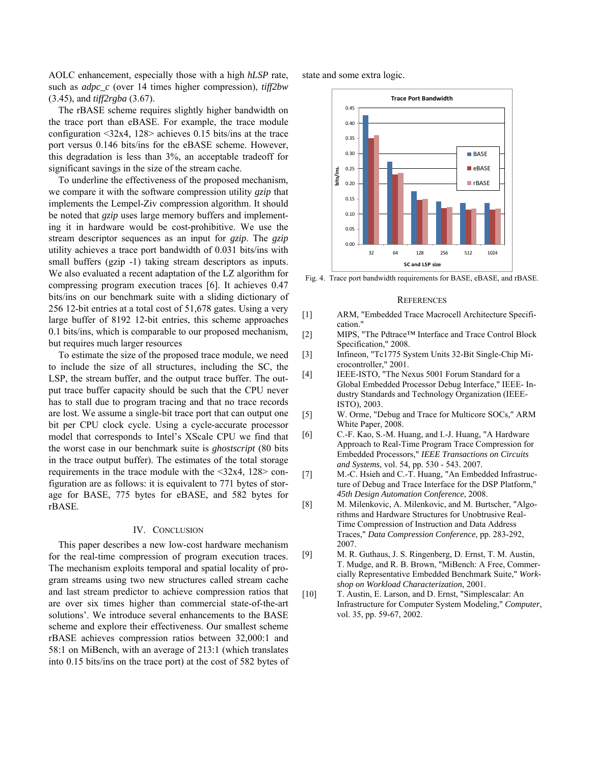AOLC enhancement, especially those with a high *hLSP* rate, such as *adpc_c* (over 14 times higher compression), *tiff2bw* (3.45), and *tiff2rgba* (3.67).

The rBASE scheme requires slightly higher bandwidth on the trace port than eBASE. For example, the trace module configuration <32x4, 128> achieves 0.15 bits/ins at the trace port versus 0.146 bits/ins for the eBASE scheme. However, this degradation is less than 3%, an acceptable tradeoff for significant savings in the size of the stream cache.

To underline the effectiveness of the proposed mechanism, we compare it with the software compression utility *gzip* that implements the Lempel-Ziv compression algorithm. It should be noted that *gzip* uses large memory buffers and implementing it in hardware would be cost-prohibitive. We use the stream descriptor sequences as an input for *gzip*. The *gzip* utility achieves a trace port bandwidth of 0.031 bits/ins with small buffers (gzip -1) taking stream descriptors as inputs. We also evaluated a recent adaptation of the LZ algorithm for compressing program execution traces [6]. It achieves 0.47 bits/ins on our benchmark suite with a sliding dictionary of 256 12-bit entries at a total cost of 51,678 gates. Using a very large buffer of 8192 12-bit entries, this scheme approaches 0.1 bits/ins, which is comparable to our proposed mechanism, but requires much larger resources

To estimate the size of the proposed trace module, we need to include the size of all structures, including the SC, the LSP, the stream buffer, and the output trace buffer. The output trace buffer capacity should be such that the CPU never has to stall due to program tracing and that no trace records are lost. We assume a single-bit trace port that can output one bit per CPU clock cycle. Using a cycle-accurate processor model that corresponds to Intel's XScale CPU we find that the worst case in our benchmark suite is *ghostscript* (80 bits in the trace output buffer). The estimates of the total storage requirements in the trace module with the <32x4, 128> configuration are as follows: it is equivalent to 771 bytes of storage for BASE, 775 bytes for eBASE, and 582 bytes for rBASE.

## IV. Conclusion

This paper describes a new low-cost hardware mechanism for the real-time compression of program execution traces. The mechanism exploits temporal and spatial locality of program streams using two new structures called stream cache and last stream predictor to achieve compression ratios that are over six times higher than commercial state-of-the-art solutions'. We introduce several enhancements to the BASE scheme and explore their effectiveness. Our smallest scheme rBASE achieves compression ratios between 32,000:1 and 58:1 on MiBench, with an average of 213:1 (which translates into 0.15 bits/ins on the trace port) at the cost of 582 bytes of state and some extra logic.

Trace Port Bandwidth

bits/ins.

0.00 0.05 0.10 0.15 0.20 0.25 0.30 0.35 0.40 0.45

32 64 128 256 512 1024

SC and LSP size

BASE
eBASE
rBASE

Fig. 4. Trace port bandwidth requirements for BASE, eBASE, and rBASE.

## References

[1] ARM, "Embedded Trace Macrocell Architecture Specification."

[2] MIPS, "The Pdtrace™ Interface and Trace Control Block Specification," 2008.

[3] Infineon, "Tc1775 System Units 32-Bit Single-Chip Microcontroller," 2001.

[4] IEEE-ISTO, "The Nexus 5001 Forum Standard for a Global Embedded Processor Debug Interface," IEEE- Industry Standards and Technology Organization (IEEE-ISTO), 2003.

[5] W. Orme, "Debug and Trace for Multicore SOCs," ARM White Paper, 2008.

[6] C.-F. Kao, S.-M. Huang, and I.-J. Huang, "A Hardware Approach to Real-Time Program Trace Compression for Embedded Processors," *IEEE Transactions on Circuits and Systems*, vol. 54, pp. 530 - 543. 2007.

[7] M.-C. Hsieh and C.-T. Huang, "An Embedded Infrastructure of Debug and Trace Interface for the DSP Platform," *45th Design Automation Conference*, 2008.

[8] M. Milenkovic, A. Milenkovic, and M. Burtscher, "Algorithms and Hardware Structures for Unobtrusive Real-Time Compression of Instruction and Data Address Traces," *Data Compression Conference*, pp. 283-292, 2007.

[9] M. R. Guthaus, J. S. Ringenberg, D. Ernst, T. M. Austin, T. Mudge, and R. B. Brown, "MiBench: A Free, Commercially Representative Embedded Benchmark Suite," *Workshop on Workload Characterization*, 2001.

[10] T. Austin, E. Larson, and D. Ernst, "Simplescalar: An Infrastructure for Computer System Modeling," *Computer*, vol. 35, pp. 59-67, 2002.